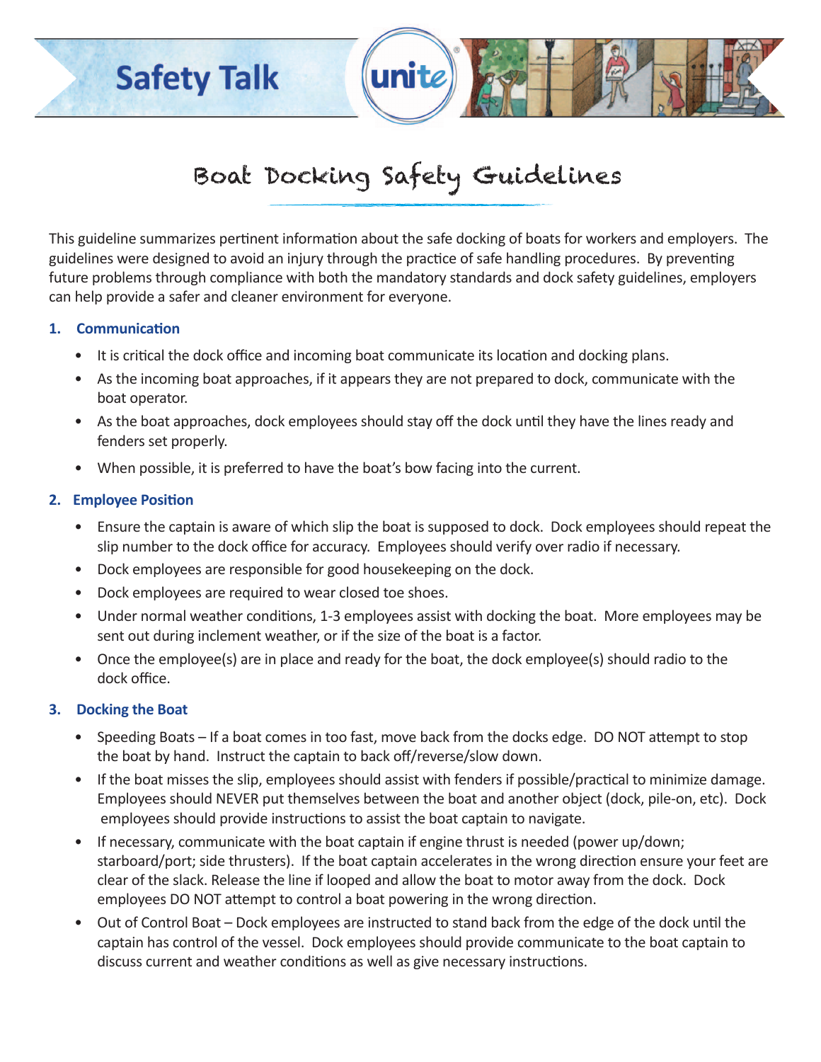Safety Talk

# Boat Docking Safety Guidelines

This guideline summarizes pertinent information about the safe docking of boats for workers and employers. The guidelines were designed to avoid an injury through the practice of safe handling procedures. By preventing future problems through compliance with both the mandatory standards and dock safety guidelines, employers can help provide a safer and cleaner environment for everyone.

## 1. Communication

- It is critical the dock office and incoming boat communicate its location and docking plans.
- As the incoming boat approaches, if it appears they are not prepared to dock, communicate with the boat operator.
- As the boat approaches, dock employees should stay off the dock until they have the lines ready and fenders set properly.
- When possible, it is preferred to have the boat's bow facing into the current.

## 2. Employee Position

- Ensure the captain is aware of which slip the boat is supposed to dock. Dock employees should repeat the slip number to the dock office for accuracy. Employees should verify over radio if necessary.
- Dock employees are responsible for good housekeeping on the dock.
- Dock employees are required to wear closed toe shoes.
- Under normal weather conditions, 1-3 employees assist with docking the boat. More employees may be sent out during inclement weather, or if the size of the boat is a factor.
- Once the employee(s) are in place and ready for the boat, the dock employee(s) should radio to the dock office.

## 3. Docking the Boat

- Speeding Boats – If a boat comes in too fast, move back from the docks edge. DO NOT attempt to stop the boat by hand. Instruct the captain to back off/reverse/slow down.
- If the boat misses the slip, employees should assist with fenders if possible/practical to minimize damage. Employees should NEVER put themselves between the boat and another object (dock, pile-on, etc). Dock employees should provide instructions to assist the boat captain to navigate.
- If necessary, communicate with the boat captain if engine thrust is needed (power up/down; starboard/port; side thrusters). If the boat captain accelerates in the wrong direction ensure your feet are clear of the slack. Release the line if looped and allow the boat to motor away from the dock. Dock employees DO NOT attempt to control a boat powering in the wrong direction.
- Out of Control Boat – Dock employees are instructed to stand back from the edge of the dock until the captain has control of the vessel. Dock employees should provide communicate to the boat captain to discuss current and weather conditions as well as give necessary instructions.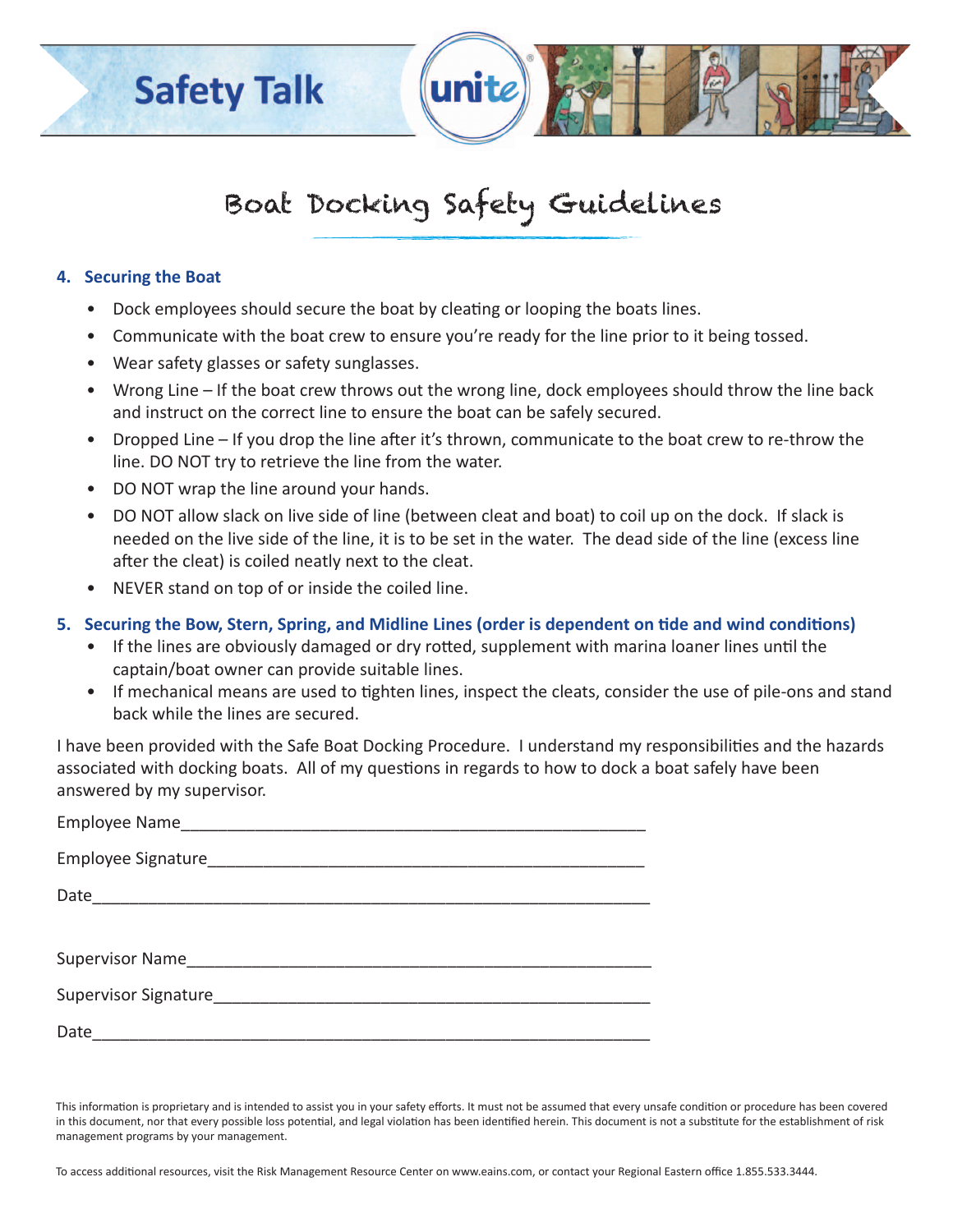# Safety Talk

## Boat Docking Safety Guidelines

### 4. Securing the Boat

- Dock employees should secure the boat by cleating or looping the boats lines.
- Communicate with the boat crew to ensure you're ready for the line prior to it being tossed.
- Wear safety glasses or safety sunglasses.
- Wrong Line – If the boat crew throws out the wrong line, dock employees should throw the line back and instruct on the correct line to ensure the boat can be safely secured.
- Dropped Line – If you drop the line after it's thrown, communicate to the boat crew to re-throw the line. DO NOT try to retrieve the line from the water.
- DO NOT wrap the line around your hands.
- DO NOT allow slack on live side of line (between cleat and boat) to coil up on the dock. If slack is needed on the live side of the line, it is to be set in the water. The dead side of the line (excess line after the cleat) is coiled neatly next to the cleat.
- NEVER stand on top of or inside the coiled line.

### 5. Securing the Bow, Stern, Spring, and Midline Lines (order is dependent on tide and wind conditions)

- If the lines are obviously damaged or dry rotted, supplement with marina loaner lines until the captain/boat owner can provide suitable lines.
- If mechanical means are used to tighten lines, inspect the cleats, consider the use of pile-ons and stand back while the lines are secured.

I have been provided with the Safe Boat Docking Procedure. I understand my responsibilities and the hazards associated with docking boats. All of my questions in regards to how to dock a boat safely have been answered by my supervisor.

Employee Name_______________________________________________

Employee Signature____________________________________________

Date_______________________________________________________

Supervisor Name_______________________________________________

Supervisor Signature____________________________________________

Date_______________________________________________________

This information is proprietary and is intended to assist you in your safety efforts. It must not be assumed that every unsafe condition or procedure has been covered in this document, nor that every possible loss potential, and legal violation has been identified herein. This document is not a substitute for the establishment of risk management programs by your management.

To access additional resources, visit the Risk Management Resource Center on www.eains.com, or contact your Regional Eastern office 1.855.533.3444.